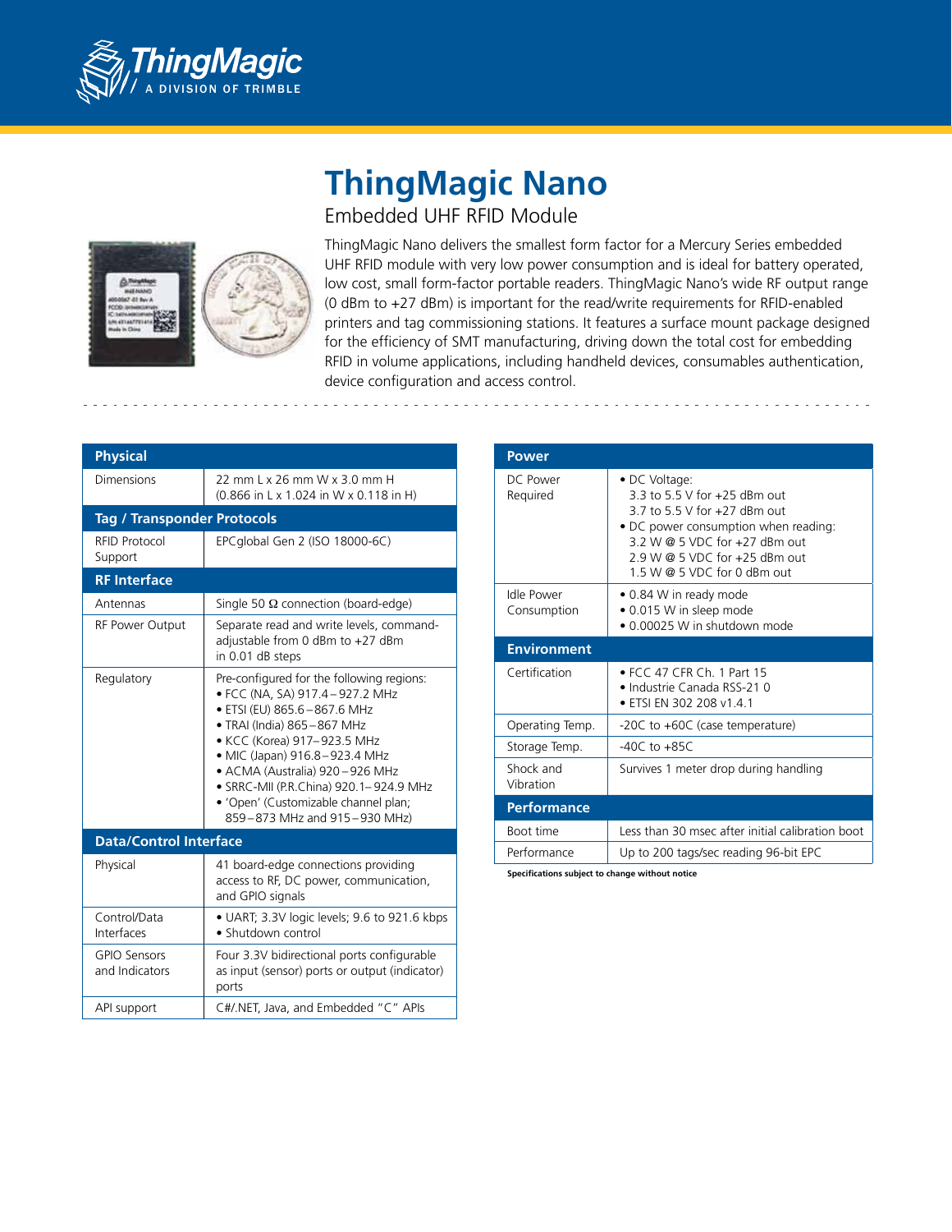ThingMagic
A DIVISION OF TRIMBLE

# ThingMagic Nano

## Embedded UHF RFID Module

ThingMagic Nano delivers the smallest form factor for a Mercury Series embedded UHF RFID module with very low power consumption and is ideal for battery operated, low cost, small form-factor portable readers. ThingMagic Nano's wide RF output range (0 dBm to +27 dBm) is important for the read/write requirements for RFID-enabled printers and tag commissioning stations. It features a surface mount package designed for the efficiency of SMT manufacturing, driving down the total cost for embedding RFID in volume applications, including handheld devices, consumables authentication, device configuration and access control.

| **Physical** | |
|---|---|
| Dimensions | 22 mm L x 26 mm W x 3.0 mm H (0.866 in L x 1.024 in W x 0.118 in H) |
| **Tag / Transponder Protocols** | |
| RFID Protocol Support | EPCglobal Gen 2 (ISO 18000-6C) |
| **RF Interface** | |
| Antennas | Single 50 Ω connection (board-edge) |
| RF Power Output | Separate read and write levels, command-adjustable from 0 dBm to +27 dBm in 0.01 dB steps |
| Regulatory | Pre-configured for the following regions:<br>• FCC (NA, SA) 917.4 – 927.2 MHz<br>• ETSI (EU) 865.6 – 867.6 MHz<br>• TRAI (India) 865 – 867 MHz<br>• KCC (Korea) 917– 923.5 MHz<br>• MIC (Japan) 916.8 – 923.4 MHz<br>• ACMA (Australia) 920 – 926 MHz<br>• SRRC-MII (P.R.China) 920.1– 924.9 MHz<br>• 'Open' (Customizable channel plan; 859 – 873 MHz and 915 – 930 MHz) |
| **Data/Control Interface** | |
| Physical | 41 board-edge connections providing access to RF, DC power, communication, and GPIO signals |
| Control/Data Interfaces | • UART; 3.3V logic levels; 9.6 to 921.6 kbps<br>• Shutdown control |
| GPIO Sensors and Indicators | Four 3.3V bidirectional ports configurable as input (sensor) ports or output (indicator) ports |
| API support | C#/.NET, Java, and Embedded "C" APIs |

| **Power** | |
|---|---|
| DC Power Required | • DC Voltage:<br>3.3 to 5.5 V for +25 dBm out<br>3.7 to 5.5 V for +27 dBm out<br>• DC power consumption when reading:<br>3.2 W @ 5 VDC for +27 dBm out<br>2.9 W @ 5 VDC for +25 dBm out<br>1.5 W @ 5 VDC for 0 dBm out |
| Idle Power Consumption | • 0.84 W in ready mode<br>• 0.015 W in sleep mode<br>• 0.00025 W in shutdown mode |
| **Environment** | |
| Certification | • FCC 47 CFR Ch. 1 Part 15<br>• Industrie Canada RSS-21 0<br>• ETSI EN 302 208 v1.4.1 |
| Operating Temp. | -20C to +60C (case temperature) |
| Storage Temp. | -40C to +85C |
| Shock and Vibration | Survives 1 meter drop during handling |
| **Performance** | |
| Boot time | Less than 30 msec after initial calibration boot |
| Performance | Up to 200 tags/sec reading 96-bit EPC |

**Specifications subject to change without notice**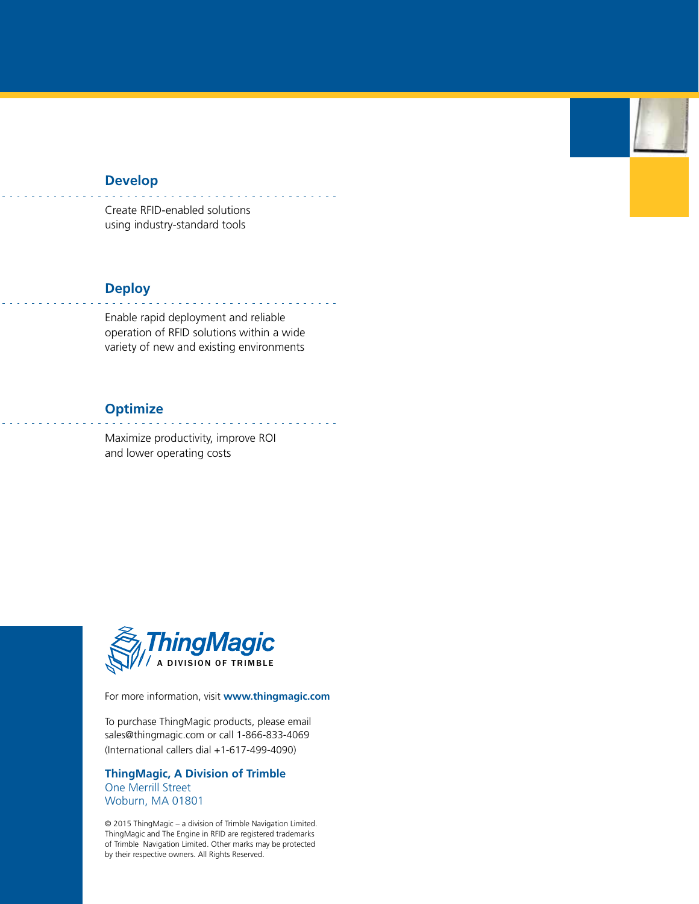## Develop

Create RFID-enabled solutions using industry-standard tools

## Deploy

Enable rapid deployment and reliable operation of RFID solutions within a wide variety of new and existing environments

## Optimize

Maximize productivity, improve ROI and lower operating costs

ThingMagic
A DIVISION OF TRIMBLE

For more information, visit **www.thingmagic.com**

To purchase ThingMagic products, please email sales@thingmagic.com or call 1-866-833-4069 (International callers dial +1-617-499-4090)

**ThingMagic, A Division of Trimble**
One Merrill Street
Woburn, MA 01801

© 2015 ThingMagic – a division of Trimble Navigation Limited. ThingMagic and The Engine in RFID are registered trademarks of Trimble Navigation Limited. Other marks may be protected by their respective owners. All Rights Reserved.